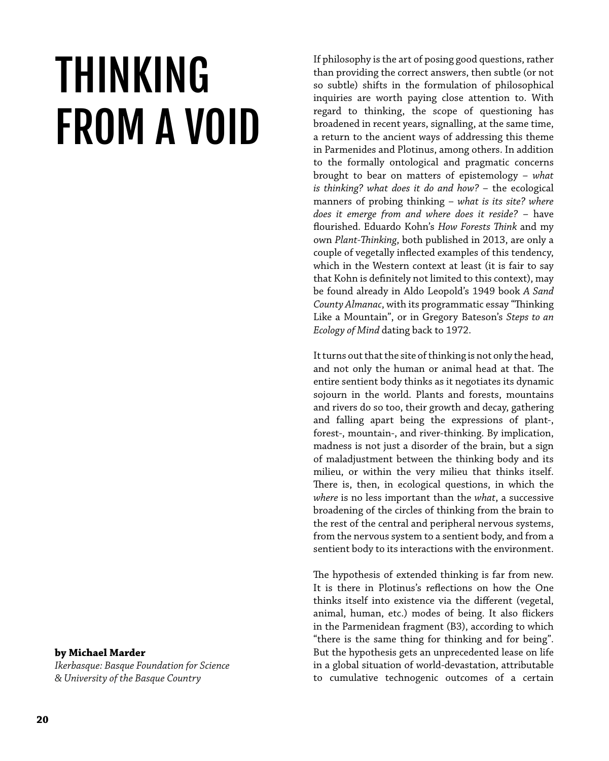# THINKING FROM A VOID

**by Michael Marder**
*Ikerbasque: Basque Foundation for Science & University of the Basque Country*

If philosophy is the art of posing good questions, rather than providing the correct answers, then subtle (or not so subtle) shifts in the formulation of philosophical inquiries are worth paying close attention to. With regard to thinking, the scope of questioning has broadened in recent years, signalling, at the same time, a return to the ancient ways of addressing this theme in Parmenides and Plotinus, among others. In addition to the formally ontological and pragmatic concerns brought to bear on matters of epistemology – *what is thinking? what does it do and how?* – the ecological manners of probing thinking – *what is its site? where does it emerge from and where does it reside?* – have flourished. Eduardo Kohn's *How Forests Think* and my own *Plant-Thinking*, both published in 2013, are only a couple of vegetally inflected examples of this tendency, which in the Western context at least (it is fair to say that Kohn is definitely not limited to this context), may be found already in Aldo Leopold's 1949 book *A Sand County Almanac*, with its programmatic essay "Thinking Like a Mountain", or in Gregory Bateson's *Steps to an Ecology of Mind* dating back to 1972.

It turns out that the site of thinking is not only the head, and not only the human or animal head at that. The entire sentient body thinks as it negotiates its dynamic sojourn in the world. Plants and forests, mountains and rivers do so too, their growth and decay, gathering and falling apart being the expressions of plant-, forest-, mountain-, and river-thinking. By implication, madness is not just a disorder of the brain, but a sign of maladjustment between the thinking body and its milieu, or within the very milieu that thinks itself. There is, then, in ecological questions, in which the *where* is no less important than the *what*, a successive broadening of the circles of thinking from the brain to the rest of the central and peripheral nervous systems, from the nervous system to a sentient body, and from a sentient body to its interactions with the environment.

The hypothesis of extended thinking is far from new. It is there in Plotinus's reflections on how the One thinks itself into existence via the different (vegetal, animal, human, etc.) modes of being. It also flickers in the Parmenidean fragment (B3), according to which "there is the same thing for thinking and for being". But the hypothesis gets an unprecedented lease on life in a global situation of world-devastation, attributable to cumulative technogenic outcomes of a certain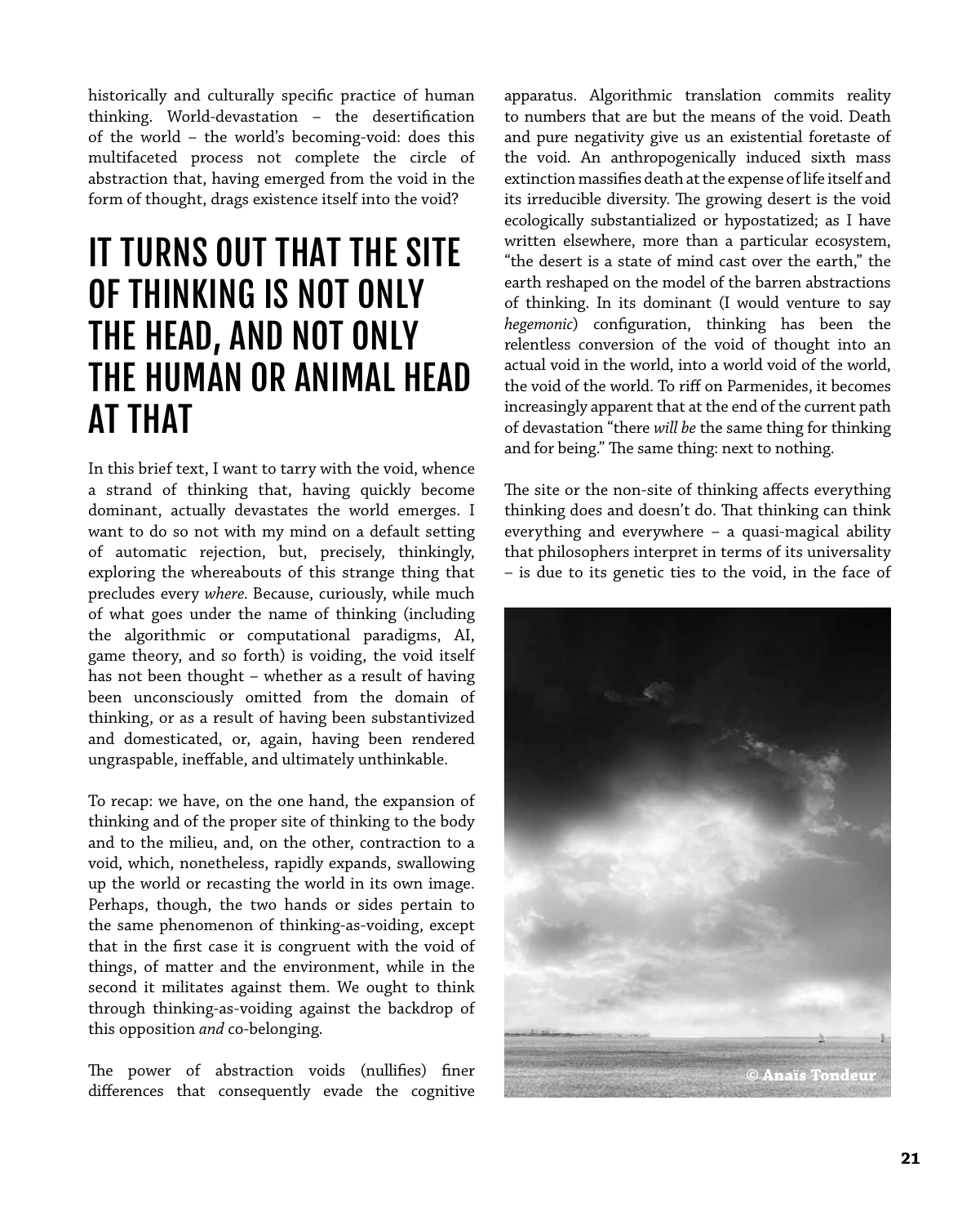historically and culturally specific practice of human thinking. World-devastation – the desertification of the world – the world's becoming-void: does this multifaceted process not complete the circle of abstraction that, having emerged from the void in the form of thought, drags existence itself into the void?

## IT TURNS OUT THAT THE SITE OF THINKING IS NOT ONLY THE HEAD, AND NOT ONLY THE HUMAN OR ANIMAL HEAD AT THAT

In this brief text, I want to tarry with the void, whence a strand of thinking that, having quickly become dominant, actually devastates the world emerges. I want to do so not with my mind on a default setting of automatic rejection, but, precisely, thinkingly, exploring the whereabouts of this strange thing that precludes every *where*. Because, curiously, while much of what goes under the name of thinking (including the algorithmic or computational paradigms, AI, game theory, and so forth) is voiding, the void itself has not been thought – whether as a result of having been unconsciously omitted from the domain of thinking, or as a result of having been substantivized and domesticated, or, again, having been rendered ungraspable, ineffable, and ultimately unthinkable.

To recap: we have, on the one hand, the expansion of thinking and of the proper site of thinking to the body and to the milieu, and, on the other, contraction to a void, which, nonetheless, rapidly expands, swallowing up the world or recasting the world in its own image. Perhaps, though, the two hands or sides pertain to the same phenomenon of thinking-as-voiding, except that in the first case it is congruent with the void of things, of matter and the environment, while in the second it militates against them. We ought to think through thinking-as-voiding against the backdrop of this opposition *and* co-belonging.

The power of abstraction voids (nullifies) finer differences that consequently evade the cognitive apparatus. Algorithmic translation commits reality to numbers that are but the means of the void. Death and pure negativity give us an existential foretaste of the void. An anthropogenically induced sixth mass extinction massifies death at the expense of life itself and its irreducible diversity. The growing desert is the void ecologically substantialized or hypostatized; as I have written elsewhere, more than a particular ecosystem, "the desert is a state of mind cast over the earth," the earth reshaped on the model of the barren abstractions of thinking. In its dominant (I would venture to say *hegemonic*) configuration, thinking has been the relentless conversion of the void of thought into an actual void in the world, into a world void of the world, the void of the world. To riff on Parmenides, it becomes increasingly apparent that at the end of the current path of devastation "there *will be* the same thing for thinking and for being." The same thing: next to nothing.

The site or the non-site of thinking affects everything thinking does and doesn't do. That thinking can think everything and everywhere – a quasi-magical ability that philosophers interpret in terms of its universality – is due to its genetic ties to the void, in the face of

© Anaïs Tondeur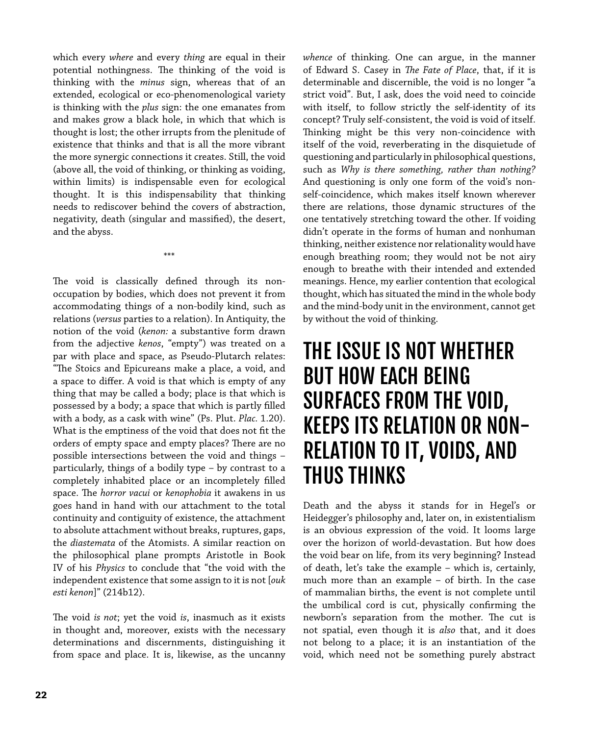which every *where* and every *thing* are equal in their potential nothingness. The thinking of the void is thinking with the *minus* sign, whereas that of an extended, ecological or eco-phenomenological variety is thinking with the *plus* sign: the one emanates from and makes grow a black hole, in which that which is thought is lost; the other irrupts from the plenitude of existence that thinks and that is all the more vibrant the more synergic connections it creates. Still, the void (above all, the void of thinking, or thinking as voiding, within limits) is indispensable even for ecological thought. It is this indispensability that thinking needs to rediscover behind the covers of abstraction, negativity, death (singular and massified), the desert, and the abyss.

***

The void is classically defined through its non-occupation by bodies, which does not prevent it from accommodating things of a non-bodily kind, such as relations (*versus* parties to a relation). In Antiquity, the notion of the void (*kenon:* a substantive form drawn from the adjective *kenos*, "empty") was treated on a par with place and space, as Pseudo-Plutarch relates: "The Stoics and Epicureans make a place, a void, and a space to differ. A void is that which is empty of any thing that may be called a body; place is that which is possessed by a body; a space that which is partly filled with a body, as a cask with wine" (Ps. Plut. *Plac.* 1.20). What is the emptiness of the void that does not fit the orders of empty space and empty places? There are no possible intersections between the void and things – particularly, things of a bodily type – by contrast to a completely inhabited place or an incompletely filled space. The *horror vacui* or *kenophobia* it awakens in us goes hand in hand with our attachment to the total continuity and contiguity of existence, the attachment to absolute attachment without breaks, ruptures, gaps, the *diastemata* of the Atomists. A similar reaction on the philosophical plane prompts Aristotle in Book IV of his *Physics* to conclude that "the void with the independent existence that some assign to it is not [*ouk esti kenon*]" (214b12).

The void *is not*; yet the void *is*, inasmuch as it exists in thought and, moreover, exists with the necessary determinations and discernments, distinguishing it from space and place. It is, likewise, as the uncanny *whence* of thinking. One can argue, in the manner of Edward S. Casey in *The Fate of Place*, that, if it is determinable and discernible, the void is no longer "a strict void". But, I ask, does the void need to coincide with itself, to follow strictly the self-identity of its concept? Truly self-consistent, the void is void of itself. Thinking might be this very non-coincidence with itself of the void, reverberating in the disquietude of questioning and particularly in philosophical questions, such as *Why is there something, rather than nothing?* And questioning is only one form of the void's non-self-coincidence, which makes itself known wherever there are relations, those dynamic structures of the one tentatively stretching toward the other. If voiding didn't operate in the forms of human and nonhuman thinking, neither existence nor relationality would have enough breathing room; they would not be not airy enough to breathe with their intended and extended meanings. Hence, my earlier contention that ecological thought, which has situated the mind in the whole body and the mind-body unit in the environment, cannot get by without the void of thinking.

## THE ISSUE IS NOT WHETHER BUT HOW EACH BEING SURFACES FROM THE VOID, KEEPS ITS RELATION OR NON-RELATION TO IT, VOIDS, AND THUS THINKS

Death and the abyss it stands for in Hegel's or Heidegger's philosophy and, later on, in existentialism is an obvious expression of the void. It looms large over the horizon of world-devastation. But how does the void bear on life, from its very beginning? Instead of death, let's take the example – which is, certainly, much more than an example – of birth. In the case of mammalian births, the event is not complete until the umbilical cord is cut, physically confirming the newborn's separation from the mother. The cut is not spatial, even though it is *also* that, and it does not belong to a place; it is an instantiation of the void, which need not be something purely abstract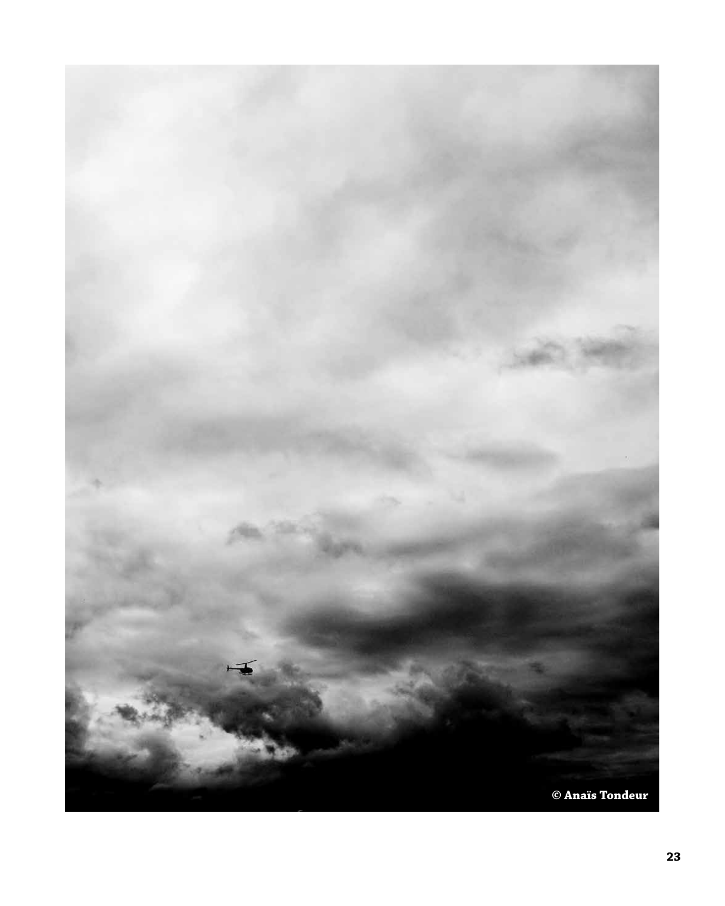© Anaïs Tondeur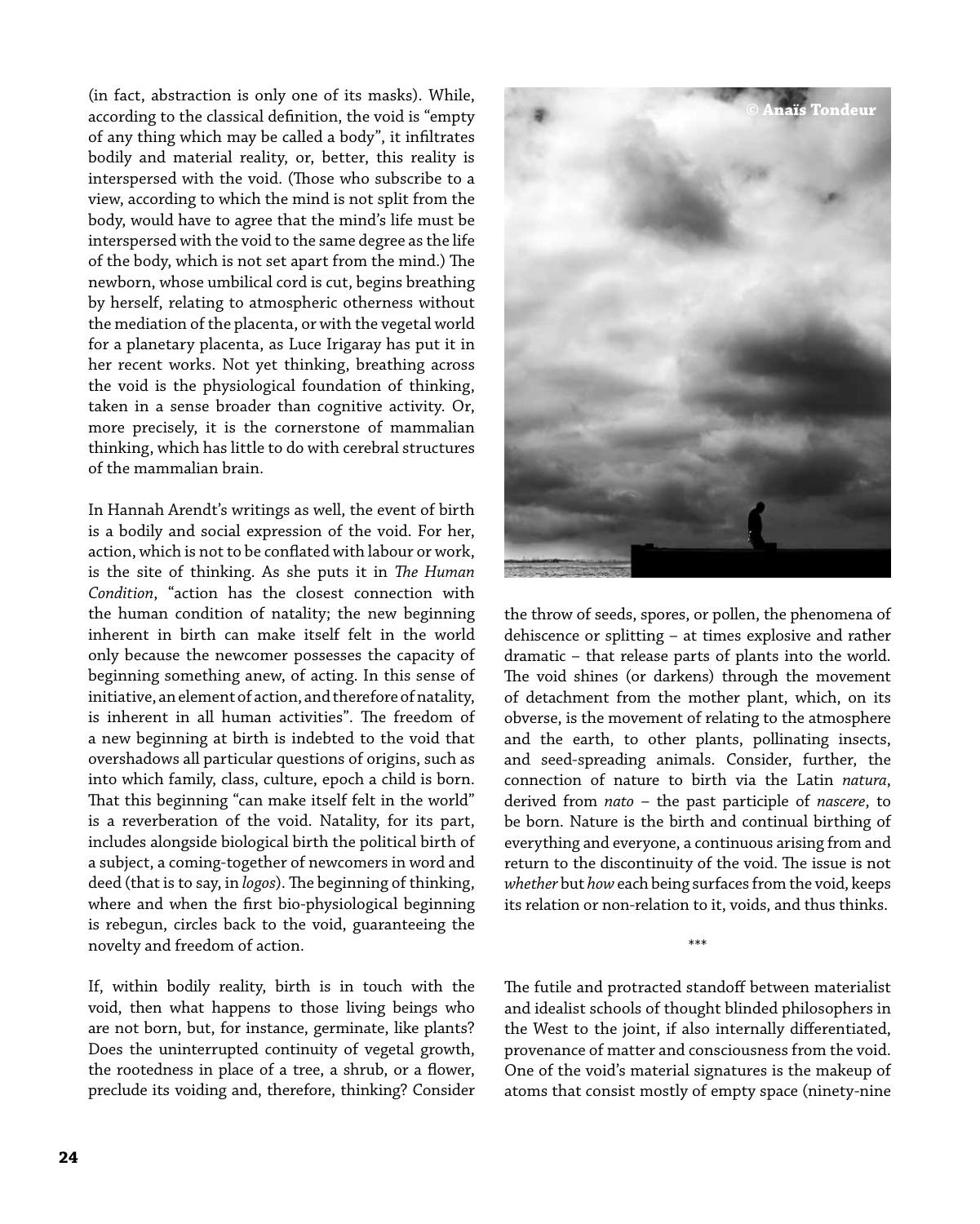(in fact, abstraction is only one of its masks). While, according to the classical definition, the void is "empty of any thing which may be called a body", it infiltrates bodily and material reality, or, better, this reality is interspersed with the void. (Those who subscribe to a view, according to which the mind is not split from the body, would have to agree that the mind's life must be interspersed with the void to the same degree as the life of the body, which is not set apart from the mind.) The newborn, whose umbilical cord is cut, begins breathing by herself, relating to atmospheric otherness without the mediation of the placenta, or with the vegetal world for a planetary placenta, as Luce Irigaray has put it in her recent works. Not yet thinking, breathing across the void is the physiological foundation of thinking, taken in a sense broader than cognitive activity. Or, more precisely, it is the cornerstone of mammalian thinking, which has little to do with cerebral structures of the mammalian brain.

In Hannah Arendt's writings as well, the event of birth is a bodily and social expression of the void. For her, action, which is not to be conflated with labour or work, is the site of thinking. As she puts it in *The Human Condition*, "action has the closest connection with the human condition of natality; the new beginning inherent in birth can make itself felt in the world only because the newcomer possesses the capacity of beginning something anew, of acting. In this sense of initiative, an element of action, and therefore of natality, is inherent in all human activities". The freedom of a new beginning at birth is indebted to the void that overshadows all particular questions of origins, such as into which family, class, culture, epoch a child is born. That this beginning "can make itself felt in the world" is a reverberation of the void. Natality, for its part, includes alongside biological birth the political birth of a subject, a coming-together of newcomers in word and deed (that is to say, in *logos*). The beginning of thinking, where and when the first bio-physiological beginning is rebegun, circles back to the void, guaranteeing the novelty and freedom of action.

If, within bodily reality, birth is in touch with the void, then what happens to those living beings who are not born, but, for instance, germinate, like plants? Does the uninterrupted continuity of vegetal growth, the rootedness in place of a tree, a shrub, or a flower, preclude its voiding and, therefore, thinking? Consider the throw of seeds, spores, or pollen, the phenomena of dehiscence or splitting – at times explosive and rather dramatic – that release parts of plants into the world. The void shines (or darkens) through the movement of detachment from the mother plant, which, on its obverse, is the movement of relating to the atmosphere and the earth, to other plants, pollinating insects, and seed-spreading animals. Consider, further, the connection of nature to birth via the Latin *natura*, derived from *nato* – the past participle of *nascere*, to be born. Nature is the birth and continual birthing of everything and everyone, a continuous arising from and return to the discontinuity of the void. The issue is not *whether* but *how* each being surfaces from the void, keeps its relation or non-relation to it, voids, and thus thinks.

© Anaïs Tondeur

\*\*\*

The futile and protracted standoff between materialist and idealist schools of thought blinded philosophers in the West to the joint, if also internally differentiated, provenance of matter and consciousness from the void. One of the void's material signatures is the makeup of atoms that consist mostly of empty space (ninety-nine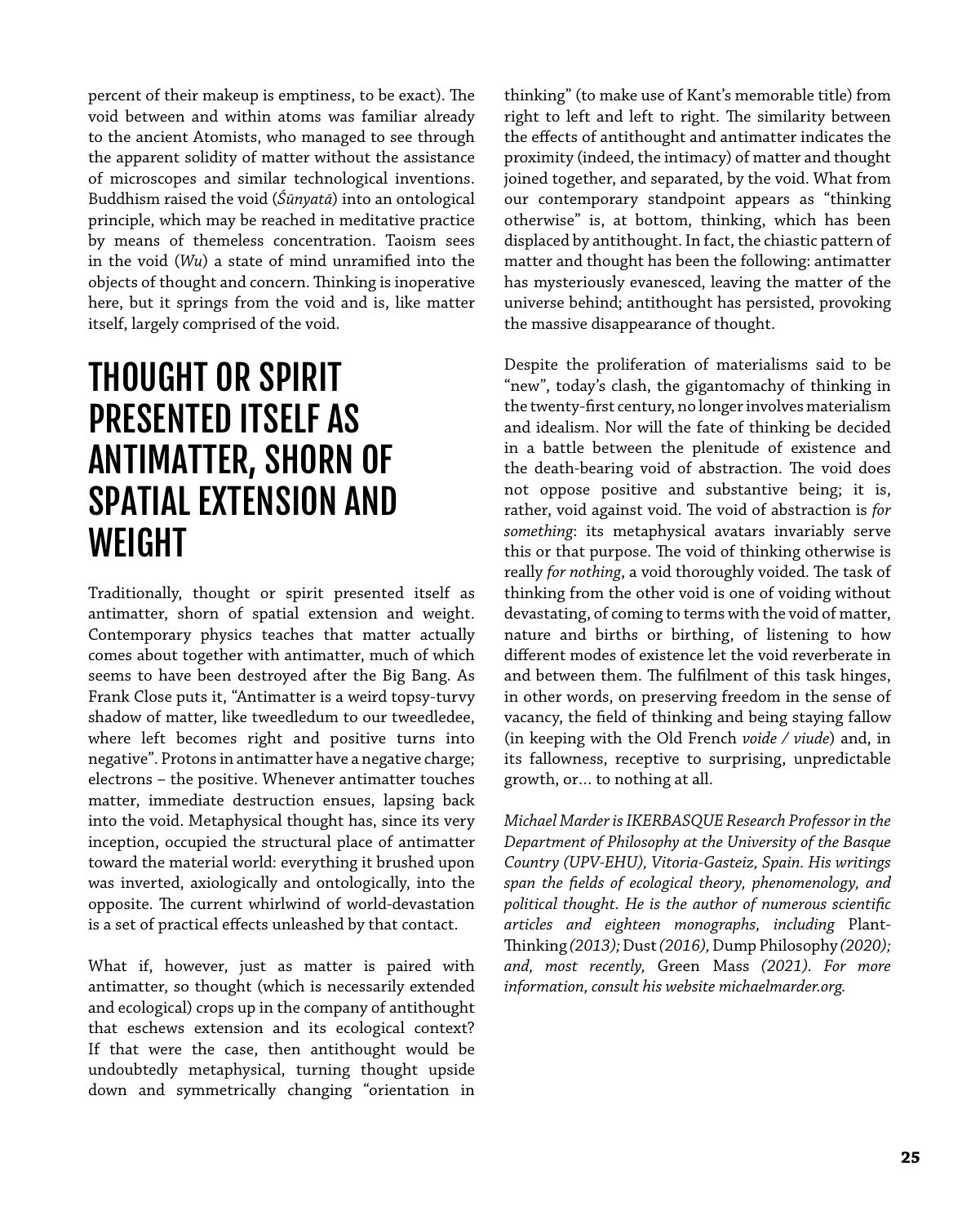percent of their makeup is emptiness, to be exact). The void between and within atoms was familiar already to the ancient Atomists, who managed to see through the apparent solidity of matter without the assistance of microscopes and similar technological inventions. Buddhism raised the void (*Śūnyatā*) into an ontological principle, which may be reached in meditative practice by means of themeless concentration. Taoism sees in the void (*Wu*) a state of mind unramified into the objects of thought and concern. Thinking is inoperative here, but it springs from the void and is, like matter itself, largely comprised of the void.

## THOUGHT OR SPIRIT PRESENTED ITSELF AS ANTIMATTER, SHORN OF SPATIAL EXTENSION AND WEIGHT

Traditionally, thought or spirit presented itself as antimatter, shorn of spatial extension and weight. Contemporary physics teaches that matter actually comes about together with antimatter, much of which seems to have been destroyed after the Big Bang. As Frank Close puts it, "Antimatter is a weird topsy-turvy shadow of matter, like tweedledum to our tweedledee, where left becomes right and positive turns into negative". Protons in antimatter have a negative charge; electrons – the positive. Whenever antimatter touches matter, immediate destruction ensues, lapsing back into the void. Metaphysical thought has, since its very inception, occupied the structural place of antimatter toward the material world: everything it brushed upon was inverted, axiologically and ontologically, into the opposite. The current whirlwind of world-devastation is a set of practical effects unleashed by that contact.

What if, however, just as matter is paired with antimatter, so thought (which is necessarily extended and ecological) crops up in the company of antithought that eschews extension and its ecological context? If that were the case, then antithought would be undoubtedly metaphysical, turning thought upside down and symmetrically changing "orientation in thinking" (to make use of Kant's memorable title) from right to left and left to right. The similarity between the effects of antithought and antimatter indicates the proximity (indeed, the intimacy) of matter and thought joined together, and separated, by the void. What from our contemporary standpoint appears as "thinking otherwise" is, at bottom, thinking, which has been displaced by antithought. In fact, the chiastic pattern of matter and thought has been the following: antimatter has mysteriously evanesced, leaving the matter of the universe behind; antithought has persisted, provoking the massive disappearance of thought.

Despite the proliferation of materialisms said to be "new", today's clash, the gigantomachy of thinking in the twenty-first century, no longer involves materialism and idealism. Nor will the fate of thinking be decided in a battle between the plenitude of existence and the death-bearing void of abstraction. The void does not oppose positive and substantive being; it is, rather, void against void. The void of abstraction is *for something*: its metaphysical avatars invariably serve this or that purpose. The void of thinking otherwise is really *for nothing*, a void thoroughly voided. The task of thinking from the other void is one of voiding without devastating, of coming to terms with the void of matter, nature and births or birthing, of listening to how different modes of existence let the void reverberate in and between them. The fulfilment of this task hinges, in other words, on preserving freedom in the sense of vacancy, the field of thinking and being staying fallow (in keeping with the Old French *voide / viude*) and, in its fallowness, receptive to surprising, unpredictable growth, or… to nothing at all.

*Michael Marder is IKERBASQUE Research Professor in the Department of Philosophy at the University of the Basque Country (UPV-EHU), Vitoria-Gasteiz, Spain. His writings span the fields of ecological theory, phenomenology, and political thought. He is the author of numerous scientific articles and eighteen monographs, including* Plant-Thinking *(2013);* Dust *(2016),* Dump Philosophy *(2020); and, most recently,* Green Mass *(2021). For more information, consult his website michaelmarder.org.*